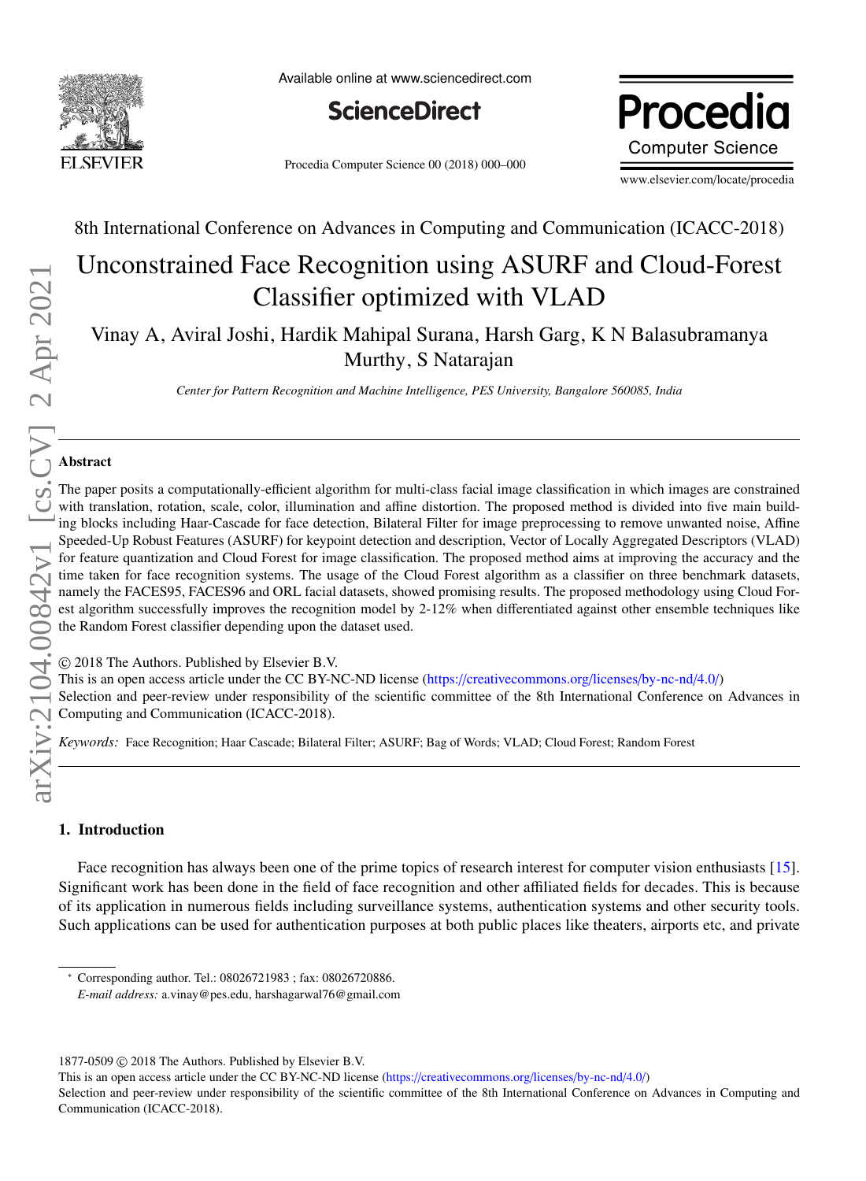8th International Conference on Advances in Computing and Communication (ICACC-2018)

# Unconstrained Face Recognition using ASURF and Cloud-Forest Classifier optimized with VLAD

Vinay A, Aviral Joshi, Hardik Mahipal Surana, Harsh Garg, K N Balasubramanya Murthy, S Natarajan

*Center for Pattern Recognition and Machine Intelligence, PES University, Bangalore 560085, India*

## Abstract

The paper posits a computationally-efficient algorithm for multi-class facial image classification in which images are constrained with translation, rotation, scale, color, illumination and affine distortion. The proposed method is divided into five main building blocks including Haar-Cascade for face detection, Bilateral Filter for image preprocessing to remove unwanted noise, Affine Speeded-Up Robust Features (ASURF) for keypoint detection and description, Vector of Locally Aggregated Descriptors (VLAD) for feature quantization and Cloud Forest for image classification. The proposed method aims at improving the accuracy and the time taken for face recognition systems. The usage of the Cloud Forest algorithm as a classifier on three benchmark datasets, namely the FACES95, FACES96 and ORL facial datasets, showed promising results. The proposed methodology using Cloud Forest algorithm successfully improves the recognition model by 2-12% when differentiated against other ensemble techniques like the Random Forest classifier depending upon the dataset used.

© 2018 The Authors. Published by Elsevier B.V.
This is an open access article under the CC BY-NC-ND license (https://creativecommons.org/licenses/by-nc-nd/4.0/)
Selection and peer-review under responsibility of the scientific committee of the 8th International Conference on Advances in Computing and Communication (ICACC-2018).

*Keywords:* Face Recognition; Haar Cascade; Bilateral Filter; ASURF; Bag of Words; VLAD; Cloud Forest; Random Forest

## 1. Introduction

Face recognition has always been one of the prime topics of research interest for computer vision enthusiasts [15]. Significant work has been done in the field of face recognition and other affiliated fields for decades. This is because of its application in numerous fields including surveillance systems, authentication systems and other security tools. Such applications can be used for authentication purposes at both public places like theaters, airports etc, and private

---

∗ Corresponding author. Tel.: 08026721983 ; fax: 08026720886.
*E-mail address:* a.vinay@pes.edu, harshagarwal76@gmail.com

1877-0509 © 2018 The Authors. Published by Elsevier B.V.
This is an open access article under the CC BY-NC-ND license (https://creativecommons.org/licenses/by-nc-nd/4.0/)
Selection and peer-review under responsibility of the scientific committee of the 8th International Conference on Advances in Computing and Communication (ICACC-2018).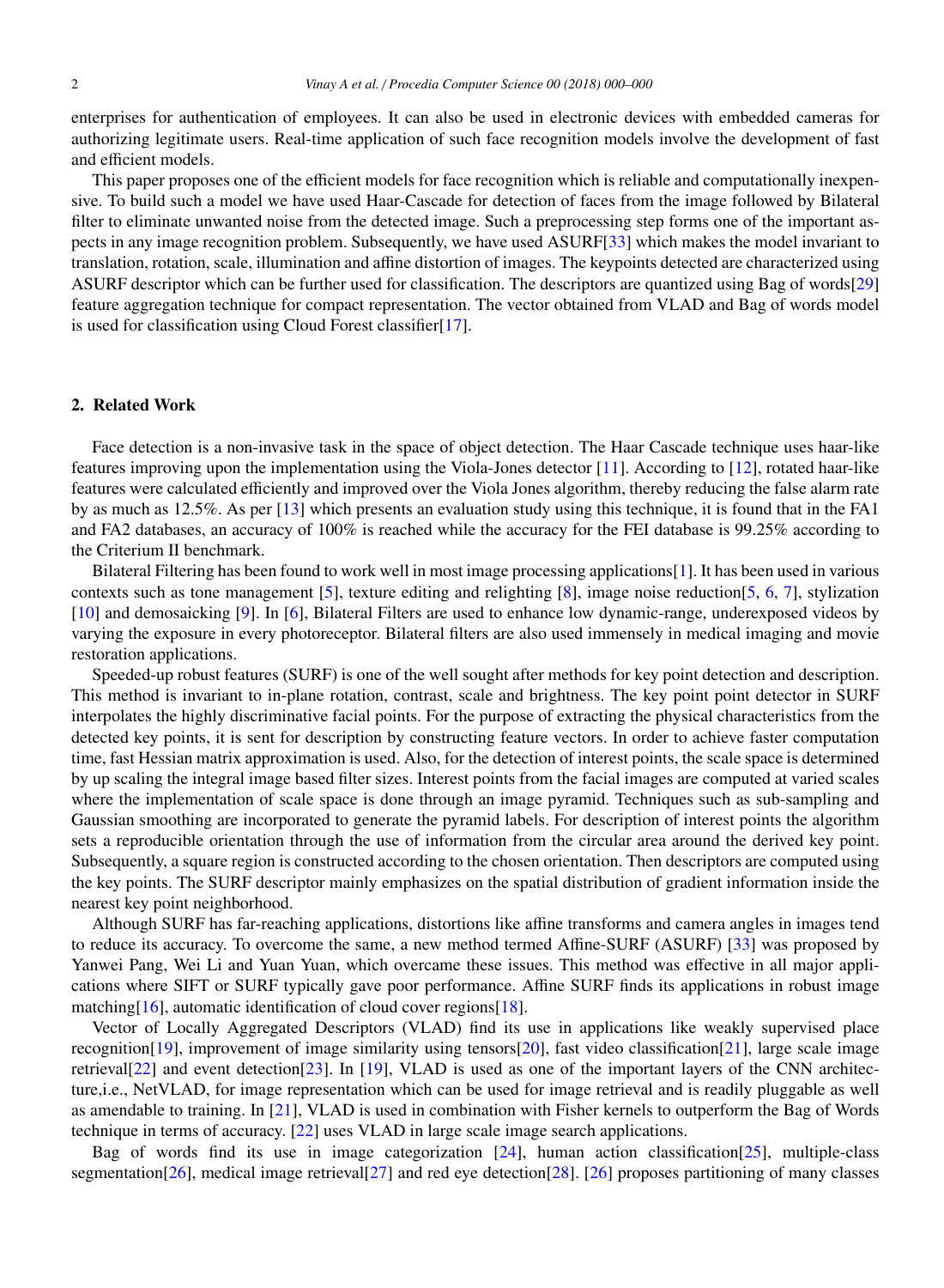enterprises for authentication of employees. It can also be used in electronic devices with embedded cameras for authorizing legitimate users. Real-time application of such face recognition models involve the development of fast and efficient models.

This paper proposes one of the efficient models for face recognition which is reliable and computationally inexpensive. To build such a model we have used Haar-Cascade for detection of faces from the image followed by Bilateral filter to eliminate unwanted noise from the detected image. Such a preprocessing step forms one of the important aspects in any image recognition problem. Subsequently, we have used ASURF[33] which makes the model invariant to translation, rotation, scale, illumination and affine distortion of images. The keypoints detected are characterized using ASURF descriptor which can be further used for classification. The descriptors are quantized using Bag of words[29] feature aggregation technique for compact representation. The vector obtained from VLAD and Bag of words model is used for classification using Cloud Forest classifier[17].

## 2. Related Work

Face detection is a non-invasive task in the space of object detection. The Haar Cascade technique uses haar-like features improving upon the implementation using the Viola-Jones detector [11]. According to [12], rotated haar-like features were calculated efficiently and improved over the Viola Jones algorithm, thereby reducing the false alarm rate by as much as 12.5%. As per [13] which presents an evaluation study using this technique, it is found that in the FA1 and FA2 databases, an accuracy of 100% is reached while the accuracy for the FEI database is 99.25% according to the Criterium II benchmark.

Bilateral Filtering has been found to work well in most image processing applications[1]. It has been used in various contexts such as tone management [5], texture editing and relighting [8], image noise reduction[5, 6, 7], stylization [10] and demosaicking [9]. In [6], Bilateral Filters are used to enhance low dynamic-range, underexposed videos by varying the exposure in every photoreceptor. Bilateral filters are also used immensely in medical imaging and movie restoration applications.

Speeded-up robust features (SURF) is one of the well sought after methods for key point detection and description. This method is invariant to in-plane rotation, contrast, scale and brightness. The key point point detector in SURF interpolates the highly discriminative facial points. For the purpose of extracting the physical characteristics from the detected key points, it is sent for description by constructing feature vectors. In order to achieve faster computation time, fast Hessian matrix approximation is used. Also, for the detection of interest points, the scale space is determined by up scaling the integral image based filter sizes. Interest points from the facial images are computed at varied scales where the implementation of scale space is done through an image pyramid. Techniques such as sub-sampling and Gaussian smoothing are incorporated to generate the pyramid labels. For description of interest points the algorithm sets a reproducible orientation through the use of information from the circular area around the derived key point. Subsequently, a square region is constructed according to the chosen orientation. Then descriptors are computed using the key points. The SURF descriptor mainly emphasizes on the spatial distribution of gradient information inside the nearest key point neighborhood.

Although SURF has far-reaching applications, distortions like affine transforms and camera angles in images tend to reduce its accuracy. To overcome the same, a new method termed Affine-SURF (ASURF) [33] was proposed by Yanwei Pang, Wei Li and Yuan Yuan, which overcame these issues. This method was effective in all major applications where SIFT or SURF typically gave poor performance. Affine SURF finds its applications in robust image matching[16], automatic identification of cloud cover regions[18].

Vector of Locally Aggregated Descriptors (VLAD) find its use in applications like weakly supervised place recognition[19], improvement of image similarity using tensors[20], fast video classification[21], large scale image retrieval[22] and event detection[23]. In [19], VLAD is used as one of the important layers of the CNN architecture,i.e., NetVLAD, for image representation which can be used for image retrieval and is readily pluggable as well as amendable to training. In [21], VLAD is used in combination with Fisher kernels to outperform the Bag of Words technique in terms of accuracy. [22] uses VLAD in large scale image search applications.

Bag of words find its use in image categorization [24], human action classification[25], multiple-class segmentation[26], medical image retrieval[27] and red eye detection[28]. [26] proposes partitioning of many classes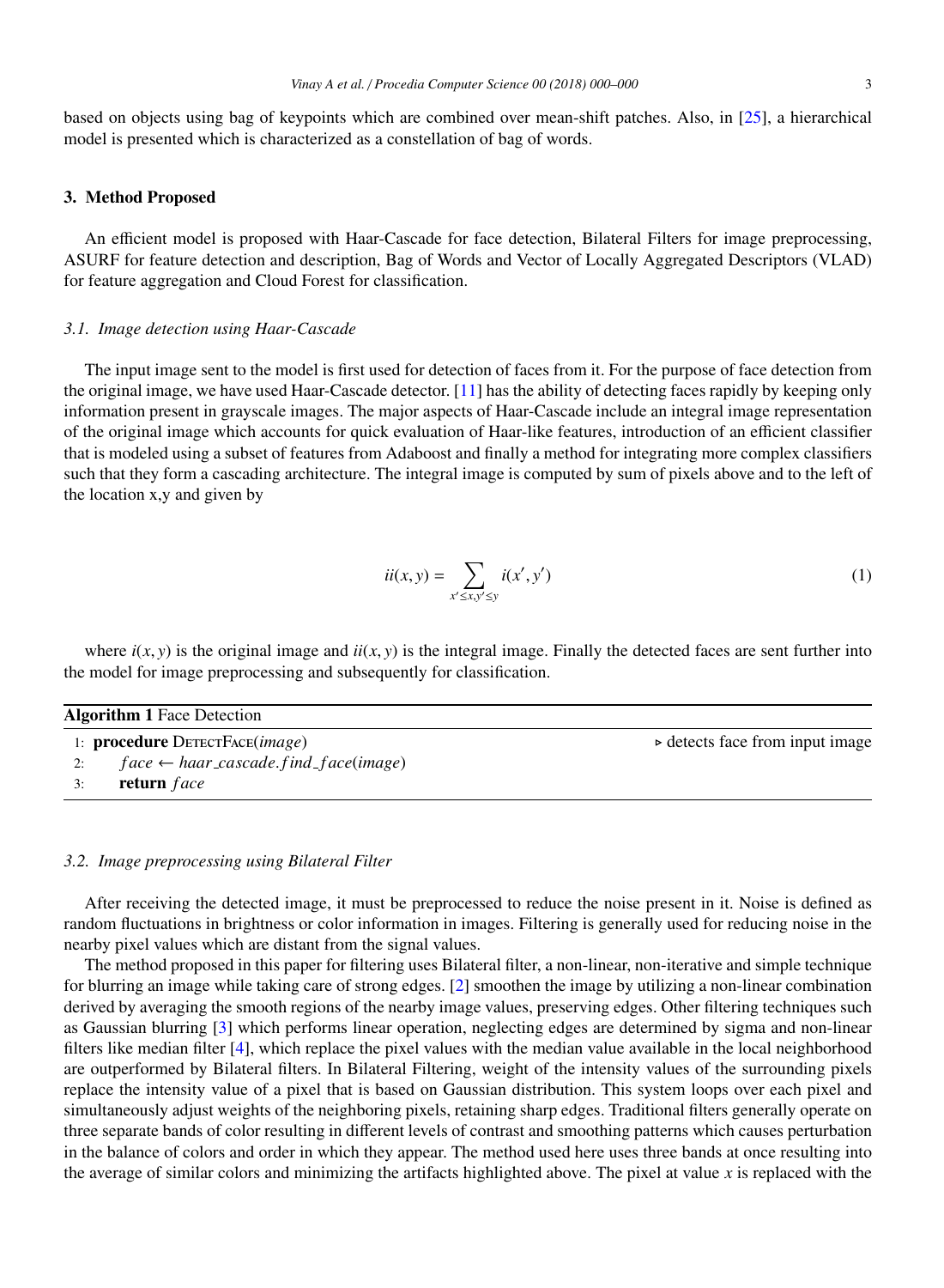based on objects using bag of keypoints which are combined over mean-shift patches. Also, in [25], a hierarchical model is presented which is characterized as a constellation of bag of words.

## 3. Method Proposed

An efficient model is proposed with Haar-Cascade for face detection, Bilateral Filters for image preprocessing, ASURF for feature detection and description, Bag of Words and Vector of Locally Aggregated Descriptors (VLAD) for feature aggregation and Cloud Forest for classification.

### *3.1. Image detection using Haar-Cascade*

The input image sent to the model is first used for detection of faces from it. For the purpose of face detection from the original image, we have used Haar-Cascade detector. [11] has the ability of detecting faces rapidly by keeping only information present in grayscale images. The major aspects of Haar-Cascade include an integral image representation of the original image which accounts for quick evaluation of Haar-like features, introduction of an efficient classifier that is modeled using a subset of features from Adaboost and finally a method for integrating more complex classifiers such that they form a cascading architecture. The integral image is computed by sum of pixels above and to the left of the location x,y and given by

$$ii(x, y) = \sum_{x' \leq x, y' \leq y} i(x', y') \tag{1}$$

where $i(x, y)$ is the original image and $ii(x, y)$ is the integral image. Finally the detected faces are sent further into the model for image preprocessing and subsequently for classification.

**Algorithm 1** Face Detection

```
1: procedure DetectFace(image)                          ▷ detects face from input image
2:     face ← haar_cascade.find_face(image)
3:     return face
```

### *3.2. Image preprocessing using Bilateral Filter*

After receiving the detected image, it must be preprocessed to reduce the noise present in it. Noise is defined as random fluctuations in brightness or color information in images. Filtering is generally used for reducing noise in the nearby pixel values which are distant from the signal values.

The method proposed in this paper for filtering uses Bilateral filter, a non-linear, non-iterative and simple technique for blurring an image while taking care of strong edges. [2] smoothen the image by utilizing a non-linear combination derived by averaging the smooth regions of the nearby image values, preserving edges. Other filtering techniques such as Gaussian blurring [3] which performs linear operation, neglecting edges are determined by sigma and non-linear filters like median filter [4], which replace the pixel values with the median value available in the local neighborhood are outperformed by Bilateral filters. In Bilateral Filtering, weight of the intensity values of the surrounding pixels replace the intensity value of a pixel that is based on Gaussian distribution. This system loops over each pixel and simultaneously adjust weights of the neighboring pixels, retaining sharp edges. Traditional filters generally operate on three separate bands of color resulting in different levels of contrast and smoothing patterns which causes perturbation in the balance of colors and order in which they appear. The method used here uses three bands at once resulting into the average of similar colors and minimizing the artifacts highlighted above. The pixel at value $x$ is replaced with the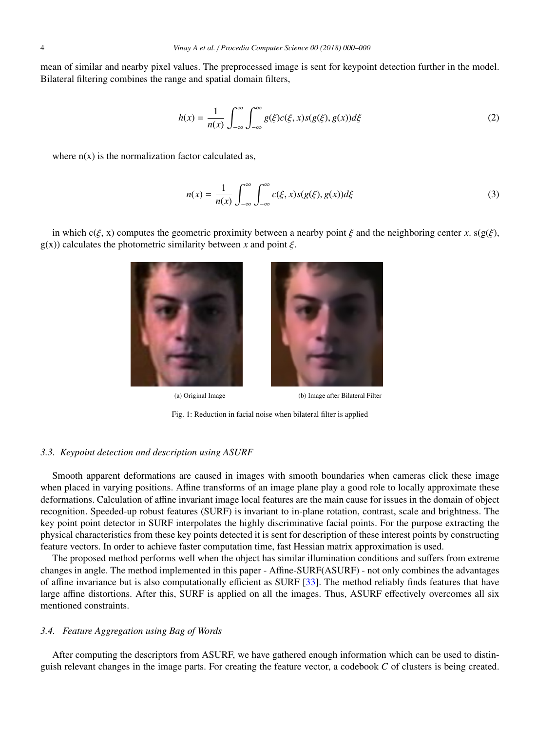mean of similar and nearby pixel values. The preprocessed image is sent for keypoint detection further in the model. Bilateral filtering combines the range and spatial domain filters,

$$h(x) = \frac{1}{n(x)} \int_{-\infty}^{\infty} \int_{-\infty}^{\infty} g(\xi) c(\xi, x) s(g(\xi), g(x)) d\xi \tag{2}$$

where n(x) is the normalization factor calculated as,

$$n(x) = \frac{1}{n(x)} \int_{-\infty}^{\infty} \int_{-\infty}^{\infty} c(\xi, x) s(g(\xi), g(x)) d\xi \tag{3}$$

in which $c(\xi, x)$ computes the geometric proximity between a nearby point $\xi$ and the neighboring center $x$. $s(g(\xi), g(x))$ calculates the photometric similarity between $x$ and point $\xi$.

(a) Original Image

(b) Image after Bilateral Filter

Fig. 1: Reduction in facial noise when bilateral filter is applied

### *3.3. Keypoint detection and description using ASURF*

Smooth apparent deformations are caused in images with smooth boundaries when cameras click these image when placed in varying positions. Affine transforms of an image plane play a good role to locally approximate these deformations. Calculation of affine invariant image local features are the main cause for issues in the domain of object recognition. Speeded-up robust features (SURF) is invariant to in-plane rotation, contrast, scale and brightness. The key point point detector in SURF interpolates the highly discriminative facial points. For the purpose extracting the physical characteristics from these key points detected it is sent for description of these interest points by constructing feature vectors. In order to achieve faster computation time, fast Hessian matrix approximation is used.

The proposed method performs well when the object has similar illumination conditions and suffers from extreme changes in angle. The method implemented in this paper - Affine-SURF(ASURF) - not only combines the advantages of affine invariance but is also computationally efficient as SURF [33]. The method reliably finds features that have large affine distortions. After this, SURF is applied on all the images. Thus, ASURF effectively overcomes all six mentioned constraints.

### *3.4. Feature Aggregation using Bag of Words*

After computing the descriptors from ASURF, we have gathered enough information which can be used to distinguish relevant changes in the image parts. For creating the feature vector, a codebook $C$ of clusters is being created.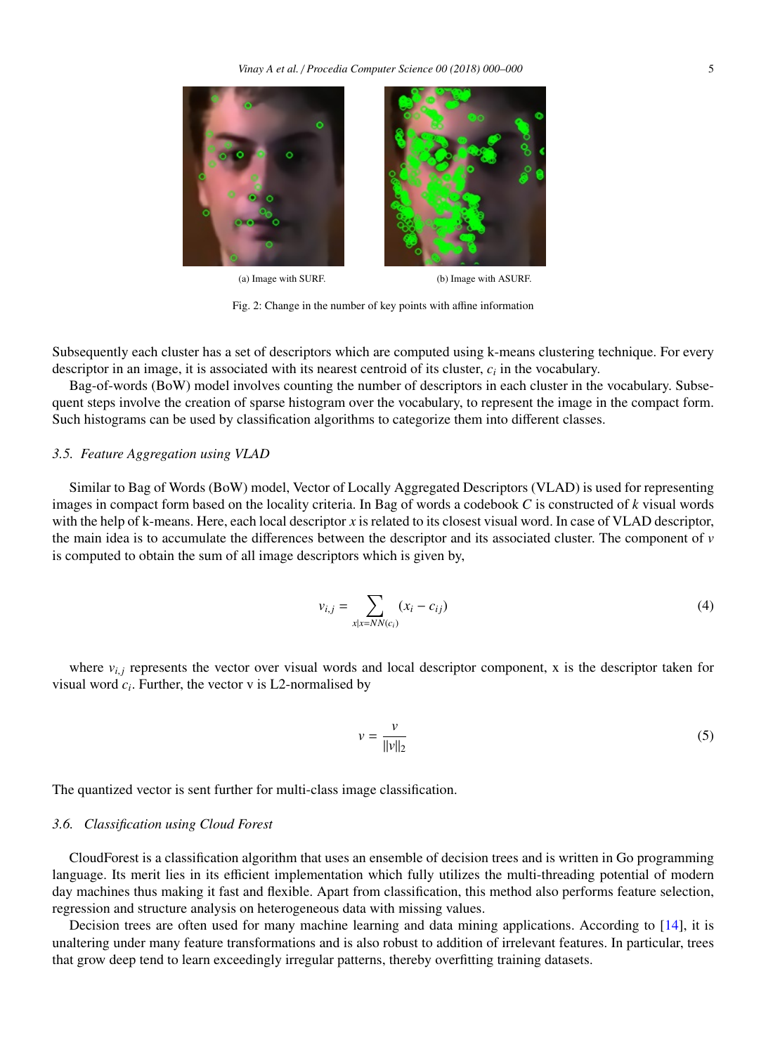(a) Image with SURF.

(b) Image with ASURF.

Fig. 2: Change in the number of key points with affine information

Subsequently each cluster has a set of descriptors which are computed using k-means clustering technique. For every descriptor in an image, it is associated with its nearest centroid of its cluster, $c_i$ in the vocabulary.

Bag-of-words (BoW) model involves counting the number of descriptors in each cluster in the vocabulary. Subsequent steps involve the creation of sparse histogram over the vocabulary, to represent the image in the compact form. Such histograms can be used by classification algorithms to categorize them into different classes.

### *3.5. Feature Aggregation using VLAD*

Similar to Bag of Words (BoW) model, Vector of Locally Aggregated Descriptors (VLAD) is used for representing images in compact form based on the locality criteria. In Bag of words a codebook $C$ is constructed of $k$ visual words with the help of k-means. Here, each local descriptor $x$ is related to its closest visual word. In case of VLAD descriptor, the main idea is to accumulate the differences between the descriptor and its associated cluster. The component of $v$ is computed to obtain the sum of all image descriptors which is given by,

$$v_{i,j} = \sum_{x|x=NN(c_i)} (x_i - c_{ij}) \tag{4}$$

where $v_{i,j}$ represents the vector over visual words and local descriptor component, x is the descriptor taken for visual word $c_i$. Further, the vector v is L2-normalised by

$$v = \frac{v}{||v||_2} \tag{5}$$

The quantized vector is sent further for multi-class image classification.

### *3.6. Classification using Cloud Forest*

CloudForest is a classification algorithm that uses an ensemble of decision trees and is written in Go programming language. Its merit lies in its efficient implementation which fully utilizes the multi-threading potential of modern day machines thus making it fast and flexible. Apart from classification, this method also performs feature selection, regression and structure analysis on heterogeneous data with missing values.

Decision trees are often used for many machine learning and data mining applications. According to [14], it is unaltering under many feature transformations and is also robust to addition of irrelevant features. In particular, trees that grow deep tend to learn exceedingly irregular patterns, thereby overfitting training datasets.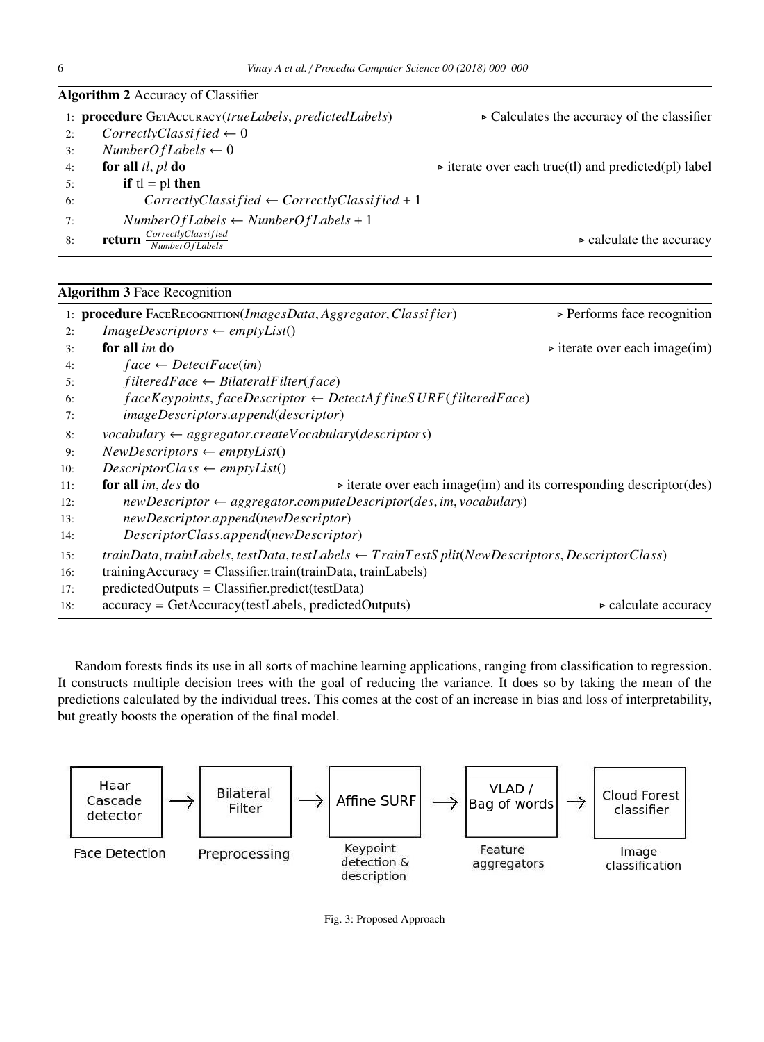**Algorithm 2** Accuracy of Classifier

```
1: procedure GetAccuracy(trueLabels, predictedLabels)        ▷ Calculates the accuracy of the classifier
2:     CorrectlyClassified ← 0
3:     NumberOfLabels ← 0
4:     for all tl, pl do                                        ▷ iterate over each true(tl) and predicted(pl) label
5:         if tl = pl then
6:             CorrectlyClassified ← CorrectlyClassified + 1
7:         NumberOfLabels ← NumberOfLabels + 1
8:     return CorrectlyClassified / NumberOfLabels              ▷ calculate the accuracy
```

**Algorithm 3** Face Recognition

```
1: procedure FaceRecognition(ImagesData, Aggregator, Classifier)                    ▷ Performs face recognition
2:     ImageDescriptors ← emptyList()
3:     for all im do                                                                  ▷ iterate over each image(im)
4:         face ← DetectFace(im)
5:         filteredFace ← BilateralFilter(face)
6:         faceKeypoints, faceDescriptor ← DetectAffineSURF(filteredFace)
7:         imageDescriptors.append(descriptor)
8:     vocabulary ← aggregator.createVocabulary(descriptors)
9:     NewDescriptors ← emptyList()
10:    DescriptorClass ← emptyList()
11:    for all im, des do                    ▷ iterate over each image(im) and its corresponding descriptor(des)
12:        newDescriptor ← aggregator.computeDescriptor(des, im, vocabulary)
13:        newDescriptor.append(newDescriptor)
14:        DescriptorClass.append(newDescriptor)
15:    trainData, trainLabels, testData, testLabels ← TrainTestSplit(NewDescriptors, DescriptorClass)
16:    trainingAccuracy = Classifier.train(trainData, trainLabels)
17:    predictedOutputs = Classifier.predict(testData)
18:    accuracy = GetAccuracy(testLabels, predictedOutputs)                            ▷ calculate accuracy
```

Random forests finds its use in all sorts of machine learning applications, ranging from classification to regression. It constructs multiple decision trees with the goal of reducing the variance. It does so by taking the mean of the predictions calculated by the individual trees. This comes at the cost of an increase in bias and loss of interpretability, but greatly boosts the operation of the final model.

Haar Cascade detector (Face Detection) → Bilateral Filter (Preprocessing) → Affine SURF (Keypoint detection & description) → VLAD / Bag of words (Feature aggregators) → Cloud Forest classifier (Image classification)

Fig. 3: Proposed Approach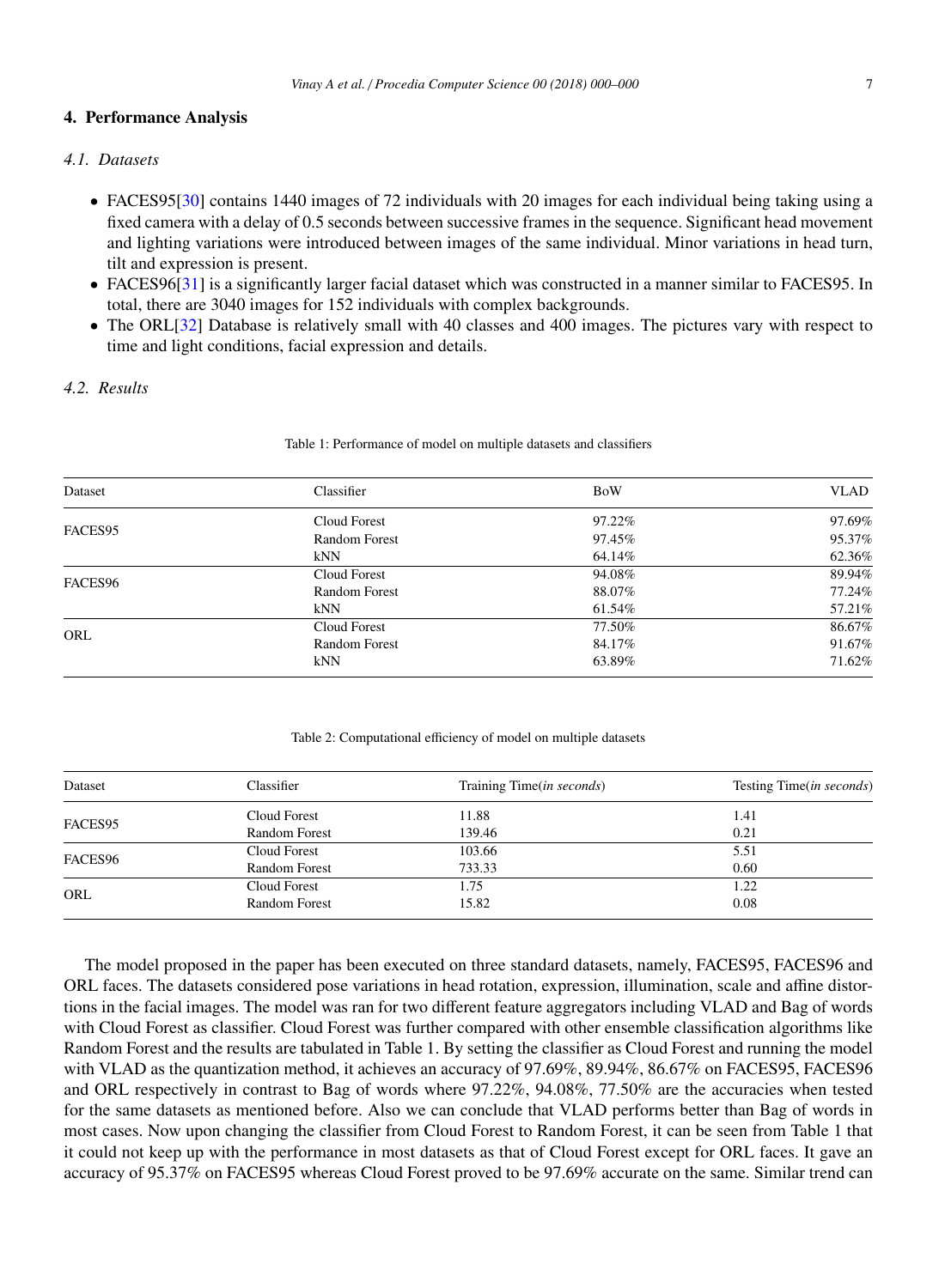## 4. Performance Analysis

### *4.1. Datasets*

- FACES95[30] contains 1440 images of 72 individuals with 20 images for each individual being taking using a fixed camera with a delay of 0.5 seconds between successive frames in the sequence. Significant head movement and lighting variations were introduced between images of the same individual. Minor variations in head turn, tilt and expression is present.
- FACES96[31] is a significantly larger facial dataset which was constructed in a manner similar to FACES95. In total, there are 3040 images for 152 individuals with complex backgrounds.
- The ORL[32] Database is relatively small with 40 classes and 400 images. The pictures vary with respect to time and light conditions, facial expression and details.

### *4.2. Results*

Table 1: Performance of model on multiple datasets and classifiers

| Dataset | Classifier | BoW | VLAD |
|---|---|---|---|
| FACES95 | Cloud Forest | 97.22% | 97.69% |
| | Random Forest | 97.45% | 95.37% |
| | kNN | 64.14% | 62.36% |
| FACES96 | Cloud Forest | 94.08% | 89.94% |
| | Random Forest | 88.07% | 77.24% |
| | kNN | 61.54% | 57.21% |
| ORL | Cloud Forest | 77.50% | 86.67% |
| | Random Forest | 84.17% | 91.67% |
| | kNN | 63.89% | 71.62% |

Table 2: Computational efficiency of model on multiple datasets

| Dataset | Classifier | Training Time(*in seconds*) | Testing Time(*in seconds*) |
|---|---|---|---|
| FACES95 | Cloud Forest | 11.88 | 1.41 |
| | Random Forest | 139.46 | 0.21 |
| FACES96 | Cloud Forest | 103.66 | 5.51 |
| | Random Forest | 733.33 | 0.60 |
| ORL | Cloud Forest | 1.75 | 1.22 |
| | Random Forest | 15.82 | 0.08 |

The model proposed in the paper has been executed on three standard datasets, namely, FACES95, FACES96 and ORL faces. The datasets considered pose variations in head rotation, expression, illumination, scale and affine distortions in the facial images. The model was ran for two different feature aggregators including VLAD and Bag of words with Cloud Forest as classifier. Cloud Forest was further compared with other ensemble classification algorithms like Random Forest and the results are tabulated in Table 1. By setting the classifier as Cloud Forest and running the model with VLAD as the quantization method, it achieves an accuracy of 97.69%, 89.94%, 86.67% on FACES95, FACES96 and ORL respectively in contrast to Bag of words where 97.22%, 94.08%, 77.50% are the accuracies when tested for the same datasets as mentioned before. Also we can conclude that VLAD performs better than Bag of words in most cases. Now upon changing the classifier from Cloud Forest to Random Forest, it can be seen from Table 1 that it could not keep up with the performance in most datasets as that of Cloud Forest except for ORL faces. It gave an accuracy of 95.37% on FACES95 whereas Cloud Forest proved to be 97.69% accurate on the same. Similar trend can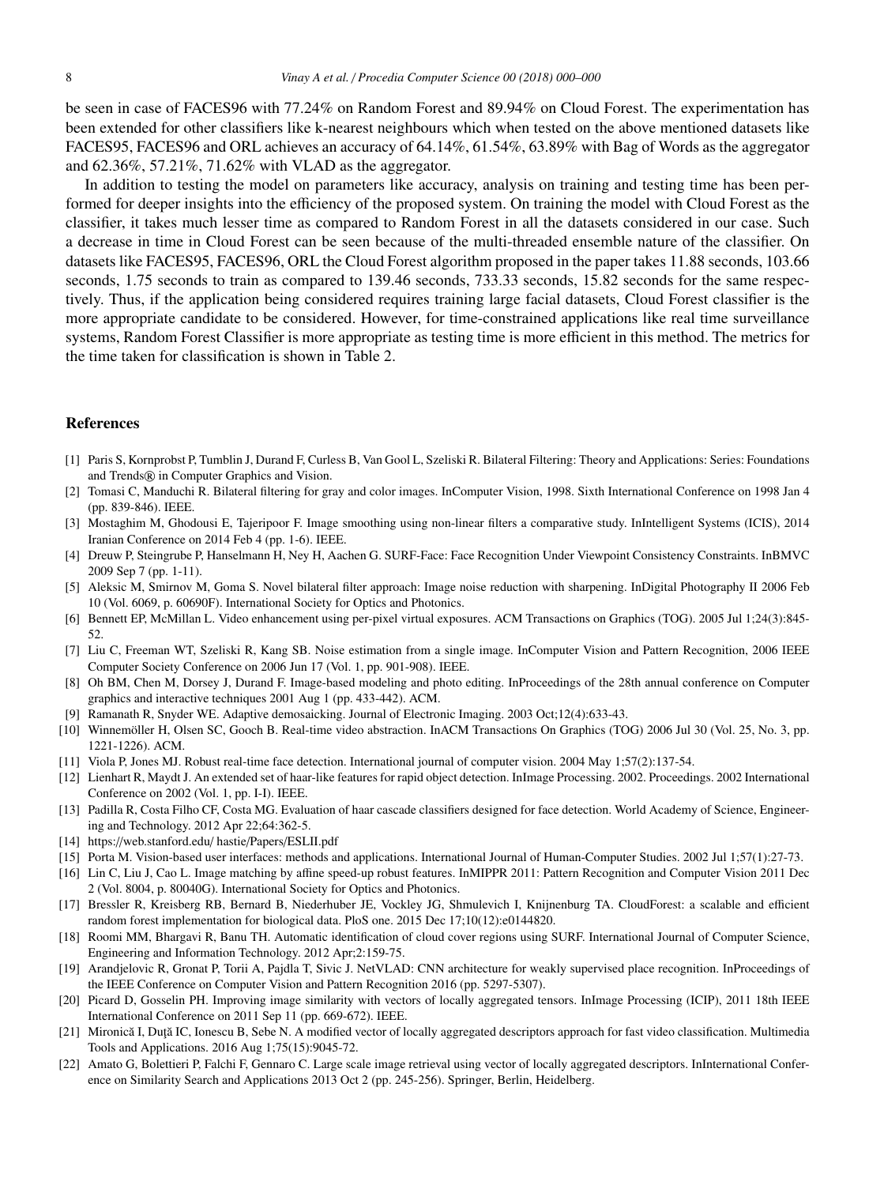be seen in case of FACES96 with 77.24% on Random Forest and 89.94% on Cloud Forest. The experimentation has been extended for other classifiers like k-nearest neighbours which when tested on the above mentioned datasets like FACES95, FACES96 and ORL achieves an accuracy of 64.14%, 61.54%, 63.89% with Bag of Words as the aggregator and 62.36%, 57.21%, 71.62% with VLAD as the aggregator.

In addition to testing the model on parameters like accuracy, analysis on training and testing time has been performed for deeper insights into the efficiency of the proposed system. On training the model with Cloud Forest as the classifier, it takes much lesser time as compared to Random Forest in all the datasets considered in our case. Such a decrease in time in Cloud Forest can be seen because of the multi-threaded ensemble nature of the classifier. On datasets like FACES95, FACES96, ORL the Cloud Forest algorithm proposed in the paper takes 11.88 seconds, 103.66 seconds, 1.75 seconds to train as compared to 139.46 seconds, 733.33 seconds, 15.82 seconds for the same respectively. Thus, if the application being considered requires training large facial datasets, Cloud Forest classifier is the more appropriate candidate to be considered. However, for time-constrained applications like real time surveillance systems, Random Forest Classifier is more appropriate as testing time is more efficient in this method. The metrics for the time taken for classification is shown in Table 2.

## References

[1] Paris S, Kornprobst P, Tumblin J, Durand F, Curless B, Van Gool L, Szeliski R. Bilateral Filtering: Theory and Applications: Series: Foundations and Trends® in Computer Graphics and Vision.

[2] Tomasi C, Manduchi R. Bilateral filtering for gray and color images. InComputer Vision, 1998. Sixth International Conference on 1998 Jan 4 (pp. 839-846). IEEE.

[3] Mostaghim M, Ghodousi E, Tajeripoor F. Image smoothing using non-linear filters a comparative study. InIntelligent Systems (ICIS), 2014 Iranian Conference on 2014 Feb 4 (pp. 1-6). IEEE.

[4] Dreuw P, Steingrube P, Hanselmann H, Ney H, Aachen G. SURF-Face: Face Recognition Under Viewpoint Consistency Constraints. InBMVC 2009 Sep 7 (pp. 1-11).

[5] Aleksic M, Smirnov M, Goma S. Novel bilateral filter approach: Image noise reduction with sharpening. InDigital Photography II 2006 Feb 10 (Vol. 6069, p. 60690F). International Society for Optics and Photonics.

[6] Bennett EP, McMillan L. Video enhancement using per-pixel virtual exposures. ACM Transactions on Graphics (TOG). 2005 Jul 1;24(3):845-52.

[7] Liu C, Freeman WT, Szeliski R, Kang SB. Noise estimation from a single image. InComputer Vision and Pattern Recognition, 2006 IEEE Computer Society Conference on 2006 Jun 17 (Vol. 1, pp. 901-908). IEEE.

[8] Oh BM, Chen M, Dorsey J, Durand F. Image-based modeling and photo editing. InProceedings of the 28th annual conference on Computer graphics and interactive techniques 2001 Aug 1 (pp. 433-442). ACM.

[9] Ramanath R, Snyder WE. Adaptive demosaicking. Journal of Electronic Imaging. 2003 Oct;12(4):633-43.

[10] Winnemöller H, Olsen SC, Gooch B. Real-time video abstraction. InACM Transactions On Graphics (TOG) 2006 Jul 30 (Vol. 25, No. 3, pp. 1221-1226). ACM.

[11] Viola P, Jones MJ. Robust real-time face detection. International journal of computer vision. 2004 May 1;57(2):137-54.

[12] Lienhart R, Maydt J. An extended set of haar-like features for rapid object detection. InImage Processing. 2002. Proceedings. 2002 International Conference on 2002 (Vol. 1, pp. I-I). IEEE.

[13] Padilla R, Costa Filho CF, Costa MG. Evaluation of haar cascade classifiers designed for face detection. World Academy of Science, Engineering and Technology. 2012 Apr 22;64:362-5.

[14] https://web.stanford.edu/ hastie/Papers/ESLII.pdf

[15] Porta M. Vision-based user interfaces: methods and applications. International Journal of Human-Computer Studies. 2002 Jul 1;57(1):27-73.

[16] Lin C, Liu J, Cao L. Image matching by affine speed-up robust features. InMIPPR 2011: Pattern Recognition and Computer Vision 2011 Dec 2 (Vol. 8004, p. 80040G). International Society for Optics and Photonics.

[17] Bressler R, Kreisberg RB, Bernard B, Niederhuber JE, Vockley JG, Shmulevich I, Knijnenburg TA. CloudForest: a scalable and efficient random forest implementation for biological data. PloS one. 2015 Dec 17;10(12):e0144820.

[18] Roomi MM, Bhargavi R, Banu TH. Automatic identification of cloud cover regions using SURF. International Journal of Computer Science, Engineering and Information Technology. 2012 Apr;2:159-75.

[19] Arandjelovic R, Gronat P, Torii A, Pajdla T, Sivic J. NetVLAD: CNN architecture for weakly supervised place recognition. InProceedings of the IEEE Conference on Computer Vision and Pattern Recognition 2016 (pp. 5297-5307).

[20] Picard D, Gosselin PH. Improving image similarity with vectors of locally aggregated tensors. InImage Processing (ICIP), 2011 18th IEEE International Conference on 2011 Sep 11 (pp. 669-672). IEEE.

[21] Mironică I, Duţă IC, Ionescu B, Sebe N. A modified vector of locally aggregated descriptors approach for fast video classification. Multimedia Tools and Applications. 2016 Aug 1;75(15):9045-72.

[22] Amato G, Bolettieri P, Falchi F, Gennaro C. Large scale image retrieval using vector of locally aggregated descriptors. InInternational Conference on Similarity Search and Applications 2013 Oct 2 (pp. 245-256). Springer, Berlin, Heidelberg.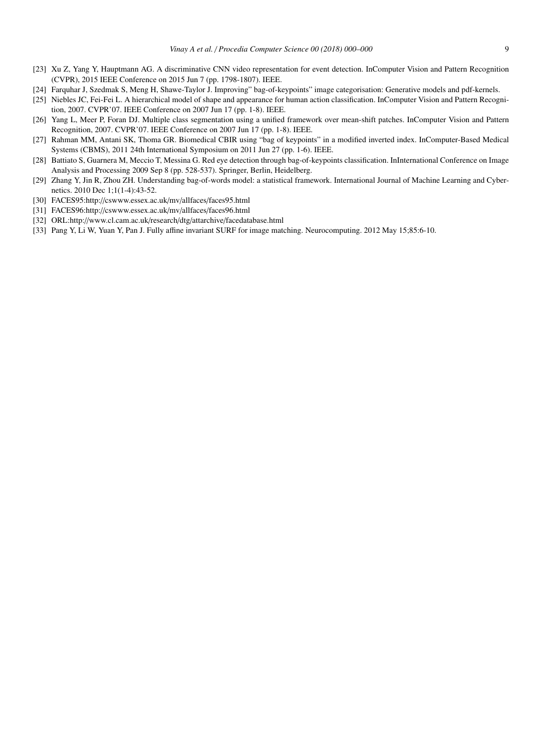[23] Xu Z, Yang Y, Hauptmann AG. A discriminative CNN video representation for event detection. InComputer Vision and Pattern Recognition (CVPR), 2015 IEEE Conference on 2015 Jun 7 (pp. 1798-1807). IEEE.

[24] Farquhar J, Szedmak S, Meng H, Shawe-Taylor J. Improving" bag-of-keypoints" image categorisation: Generative models and pdf-kernels.

[25] Niebles JC, Fei-Fei L. A hierarchical model of shape and appearance for human action classification. InComputer Vision and Pattern Recognition, 2007. CVPR'07. IEEE Conference on 2007 Jun 17 (pp. 1-8). IEEE.

[26] Yang L, Meer P, Foran DJ. Multiple class segmentation using a unified framework over mean-shift patches. InComputer Vision and Pattern Recognition, 2007. CVPR'07. IEEE Conference on 2007 Jun 17 (pp. 1-8). IEEE.

[27] Rahman MM, Antani SK, Thoma GR. Biomedical CBIR using "bag of keypoints" in a modified inverted index. InComputer-Based Medical Systems (CBMS), 2011 24th International Symposium on 2011 Jun 27 (pp. 1-6). IEEE.

[28] Battiato S, Guarnera M, Meccio T, Messina G. Red eye detection through bag-of-keypoints classification. InInternational Conference on Image Analysis and Processing 2009 Sep 8 (pp. 528-537). Springer, Berlin, Heidelberg.

[29] Zhang Y, Jin R, Zhou ZH. Understanding bag-of-words model: a statistical framework. International Journal of Machine Learning and Cybernetics. 2010 Dec 1;1(1-4):43-52.

[30] FACES95:http://cswww.essex.ac.uk/mv/allfaces/faces95.html

[31] FACES96:http://cswww.essex.ac.uk/mv/allfaces/faces96.html

[32] ORL:http://www.cl.cam.ac.uk/research/dtg/attarchive/facedatabase.html

[33] Pang Y, Li W, Yuan Y, Pan J. Fully affine invariant SURF for image matching. Neurocomputing. 2012 May 15;85:6-10.